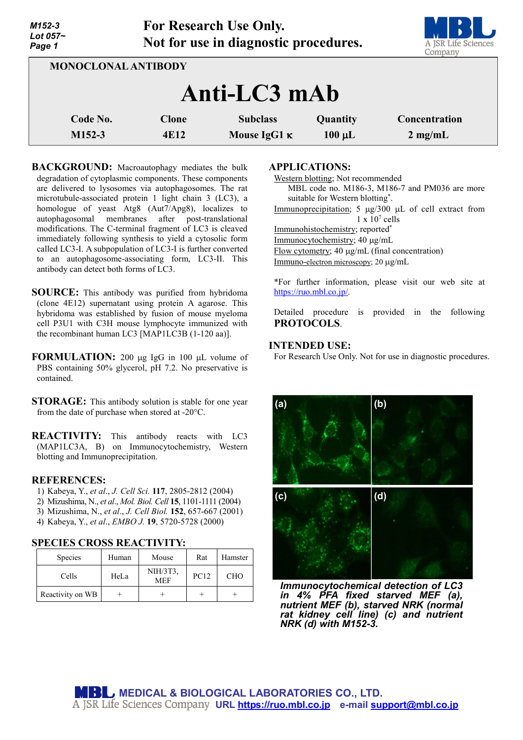For Research Use Only.
Not for use in diagnostic procedures.

**MONOCLONAL ANTIBODY**

# Anti-LC3 mAb

| Code No. | Clone | Subclass | Quantity | Concentration |
|---|---|---|---|---|
| M152-3 | 4E12 | Mouse IgG1 κ | 100 µL | 2 mg/mL |

**BACKGROUND:** Macroautophagy mediates the bulk degradation of cytoplasmic components. These components are delivered to lysosomes via autophagosomes. The rat microtubule-associated protein 1 light chain 3 (LC3), a homologue of yeast Atg8 (Aut7/Apg8), localizes to autophagosomal membranes after post-translational modifications. The C-terminal fragment of LC3 is cleaved immediately following synthesis to yield a cytosolic form called LC3-I. A subpopulation of LC3-I is further converted to an autophagosome-associating form, LC3-II. This antibody can detect both forms of LC3.

**SOURCE:** This antibody was purified from hybridoma (clone 4E12) supernatant using protein A agarose. This hybridoma was established by fusion of mouse myeloma cell P3U1 with C3H mouse lymphocyte immunized with the recombinant human LC3 [MAP1LC3B (1-120 aa)].

**FORMULATION:** 200 µg IgG in 100 µL volume of PBS containing 50% glycerol, pH 7.2. No preservative is contained.

**STORAGE:** This antibody solution is stable for one year from the date of purchase when stored at -20°C.

**REACTIVITY:** This antibody reacts with LC3 (MAP1LC3A, B) on Immunocytochemistry, Western blotting and Immunoprecipitation.

**REFERENCES:**
1) Kabeya, Y., *et al*., *J. Cell Sci.* **117**, 2805-2812 (2004)
2) Mizushima, N., *et al*., *Mol. Biol. Cell* **15**, 1101-1111 (2004)
3) Mizushima, N., *et al*., *J. Cell Biol.* **152**, 657-667 (2001)
4) Kabeya, Y., *et al*., *EMBO J.* **19**, 5720-5728 (2000)

**SPECIES CROSS REACTIVITY:**

| Species | Human | Mouse | Rat | Hamster |
|---|---|---|---|---|
| Cells | HeLa | NIH/3T3, MEF | PC12 | CHO |
| Reactivity on WB | + | + | + | + |

**APPLICATIONS:**

Western blotting; Not recommended
MBL code no. M186-3, M186-7 and PM036 are more suitable for Western blotting*.
Immunoprecipitation; 5 µg/300 µL of cell extract from $1 \times 10^7$ cells
Immunohistochemistry; reported*
Immunocytochemistry; 40 µg/mL
Flow cytometry; 40 µg/mL (final concentration)
Immuno-electron microscopy; 20 µg/mL

*For further information, please visit our web site at https://ruo.mbl.co.jp/.

Detailed procedure is provided in the following **PROTOCOLS**.

**INTENDED USE:**
For Research Use Only. Not for use in diagnostic procedures.

*Immunocytochemical detection of LC3 in 4% PFA fixed starved MEF (a), nutrient MEF (b), starved NRK (normal rat kidney cell line) (c) and nutrient NRK (d) with M152-3.*

MEDICAL & BIOLOGICAL LABORATORIES CO., LTD.
A JSR Life Sciences Company URL https://ruo.mbl.co.jp e-mail support@mbl.co.jp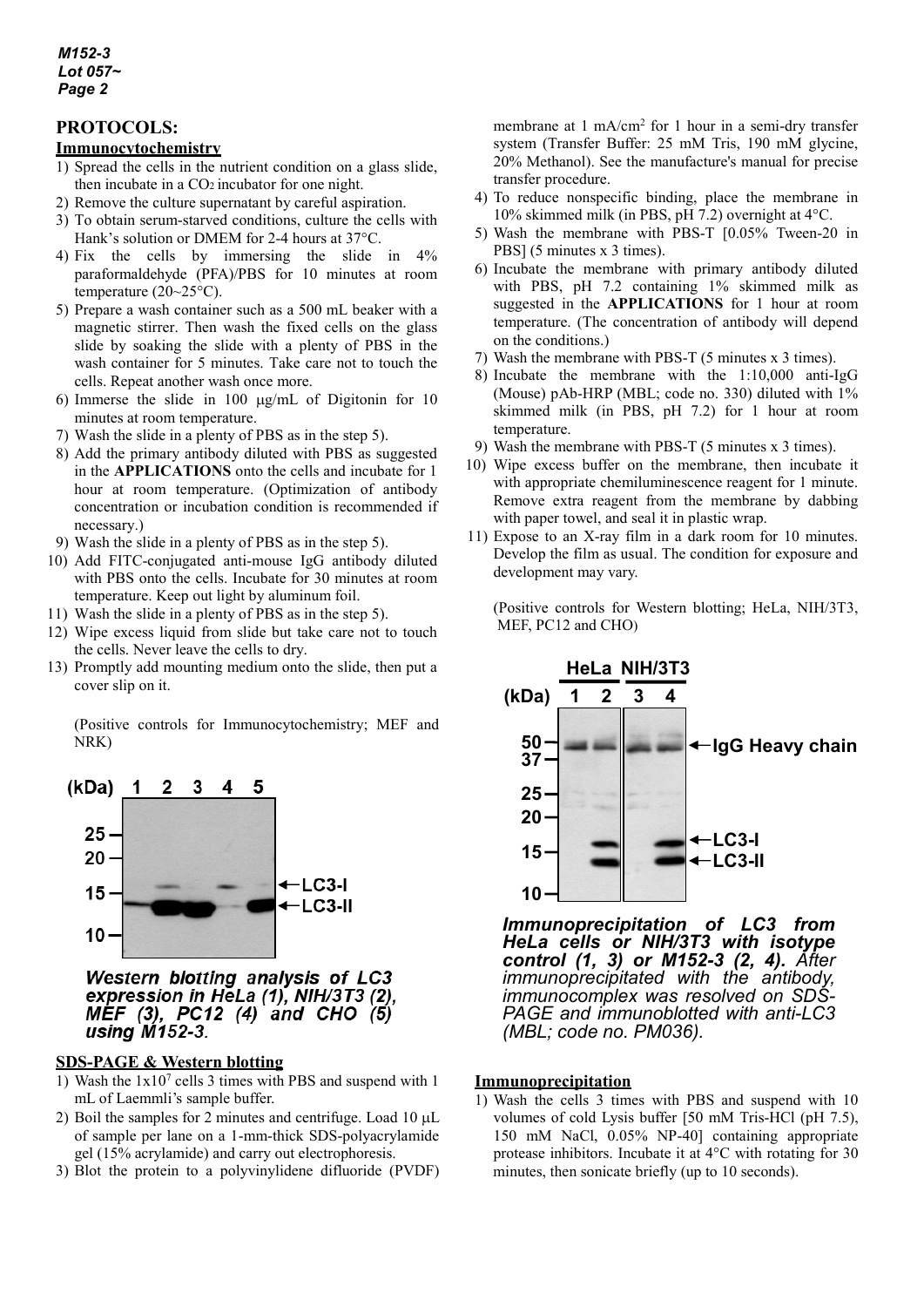## PROTOCOLS:

### Immunocytochemistry

1) Spread the cells in the nutrient condition on a glass slide, then incubate in a $CO_2$ incubator for one night.
2) Remove the culture supernatant by careful aspiration.
3) To obtain serum-starved conditions, culture the cells with Hank's solution or DMEM for 2-4 hours at 37°C.
4) Fix the cells by immersing the slide in 4% paraformaldehyde (PFA)/PBS for 10 minutes at room temperature (20~25°C).
5) Prepare a wash container such as a 500 mL beaker with a magnetic stirrer. Then wash the fixed cells on the glass slide by soaking the slide with a plenty of PBS in the wash container for 5 minutes. Take care not to touch the cells. Repeat another wash once more.
6) Immerse the slide in 100 μg/mL of Digitonin for 10 minutes at room temperature.
7) Wash the slide in a plenty of PBS as in the step 5).
8) Add the primary antibody diluted with PBS as suggested in the **APPLICATIONS** onto the cells and incubate for 1 hour at room temperature. (Optimization of antibody concentration or incubation condition is recommended if necessary.)
9) Wash the slide in a plenty of PBS as in the step 5).
10) Add FITC-conjugated anti-mouse IgG antibody diluted with PBS onto the cells. Incubate for 30 minutes at room temperature. Keep out light by aluminum foil.
11) Wash the slide in a plenty of PBS as in the step 5).
12) Wipe excess liquid from slide but take care not to touch the cells. Never leave the cells to dry.
13) Promptly add mounting medium onto the slide, then put a cover slip on it.

(Positive controls for Immunocytochemistry; MEF and NRK)

*Western blotting analysis of LC3 expression in HeLa (1), NIH/3T3 (2), MEF (3), PC12 (4) and CHO (5) using M152-3.*

### SDS-PAGE & Western blotting

1) Wash the $1 \times 10^7$ cells 3 times with PBS and suspend with 1 mL of Laemmli's sample buffer.
2) Boil the samples for 2 minutes and centrifuge. Load 10 μL of sample per lane on a 1-mm-thick SDS-polyacrylamide gel (15% acrylamide) and carry out electrophoresis.
3) Blot the protein to a polyvinylidene difluoride (PVDF) membrane at 1 mA/cm$^2$ for 1 hour in a semi-dry transfer system (Transfer Buffer: 25 mM Tris, 190 mM glycine, 20% Methanol). See the manufacture's manual for precise transfer procedure.
4) To reduce nonspecific binding, place the membrane in 10% skimmed milk (in PBS, pH 7.2) overnight at 4°C.
5) Wash the membrane with PBS-T [0.05% Tween-20 in PBS] (5 minutes x 3 times).
6) Incubate the membrane with primary antibody diluted with PBS, pH 7.2 containing 1% skimmed milk as suggested in the **APPLICATIONS** for 1 hour at room temperature. (The concentration of antibody will depend on the conditions.)
7) Wash the membrane with PBS-T (5 minutes x 3 times).
8) Incubate the membrane with the 1:10,000 anti-IgG (Mouse) pAb-HRP (MBL; code no. 330) diluted with 1% skimmed milk (in PBS, pH 7.2) for 1 hour at room temperature.
9) Wash the membrane with PBS-T (5 minutes x 3 times).
10) Wipe excess buffer on the membrane, then incubate it with appropriate chemiluminescence reagent for 1 minute. Remove extra reagent from the membrane by dabbing with paper towel, and seal it in plastic wrap.
11) Expose to an X-ray film in a dark room for 10 minutes. Develop the film as usual. The condition for exposure and development may vary.

(Positive controls for Western blotting; HeLa, NIH/3T3, MEF, PC12 and CHO)

*Immunoprecipitation of LC3 from HeLa cells or NIH/3T3 with isotype control (1, 3) or M152-3 (2, 4). After immunoprecipitated with the antibody, immunocomplex was resolved on SDS-PAGE and immunoblotted with anti-LC3 (MBL; code no. PM036).*

### Immunoprecipitation

1) Wash the cells 3 times with PBS and suspend with 10 volumes of cold Lysis buffer [50 mM Tris-HCl (pH 7.5), 150 mM NaCl, 0.05% NP-40] containing appropriate protease inhibitors. Incubate it at 4°C with rotating for 30 minutes, then sonicate briefly (up to 10 seconds).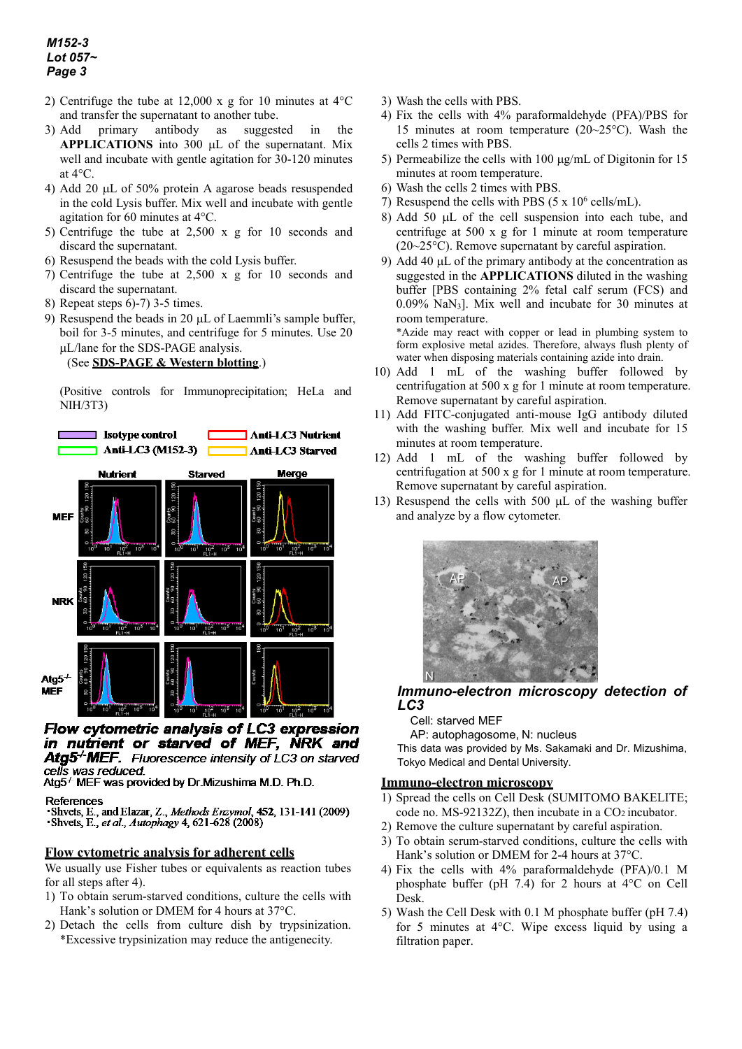2) Centrifuge the tube at 12,000 x g for 10 minutes at 4°C and transfer the supernatant to another tube.
3) Add primary antibody as suggested in the **APPLICATIONS** into 300 µL of the supernatant. Mix well and incubate with gentle agitation for 30-120 minutes at 4°C.
4) Add 20 µL of 50% protein A agarose beads resuspended in the cold Lysis buffer. Mix well and incubate with gentle agitation for 60 minutes at 4°C.
5) Centrifuge the tube at 2,500 x g for 10 seconds and discard the supernatant.
6) Resuspend the beads with the cold Lysis buffer.
7) Centrifuge the tube at 2,500 x g for 10 seconds and discard the supernatant.
8) Repeat steps 6)-7) 3-5 times.
9) Resuspend the beads in 20 µL of Laemmli's sample buffer, boil for 3-5 minutes, and centrifuge for 5 minutes. Use 20 µL/lane for the SDS-PAGE analysis.
   (See **SDS-PAGE & Western blotting**.)

(Positive controls for Immunoprecipitation; HeLa and NIH/3T3)

***Flow cytometric analysis of LC3 expression in nutrient or starved of MEF, NRK and Atg5$^{-/-}$MEF.*** *Fluorescence intensity of LC3 on starved cells was reduced.*
Atg5$^{-/-}$ MEF was provided by Dr.Mizushima M.D. Ph.D.

References
- Shvets, E., and Elazar, Z., *Methods Enzymol*, **452**, 131-141 (2009)
- Shvets, E., *et al.*, *Autophagy* **4**, 621-628 (2008)

## Flow cytometric analysis for adherent cells

We usually use Fisher tubes or equivalents as reaction tubes for all steps after 4).

1) To obtain serum-starved conditions, culture the cells with Hank's solution or DMEM for 4 hours at 37°C.
2) Detach the cells from culture dish by trypsinization. *Excessive trypsinization may reduce the antigenecity.
3) Wash the cells with PBS.
4) Fix the cells with 4% paraformaldehyde (PFA)/PBS for 15 minutes at room temperature (20~25°C). Wash the cells 2 times with PBS.
5) Permeabilize the cells with 100 µg/mL of Digitonin for 15 minutes at room temperature.
6) Wash the cells 2 times with PBS.
7) Resuspend the cells with PBS (5 x $10^6$ cells/mL).
8) Add 50 µL of the cell suspension into each tube, and centrifuge at 500 x g for 1 minute at room temperature (20~25°C). Remove supernatant by careful aspiration.
9) Add 40 µL of the primary antibody at the concentration as suggested in the **APPLICATIONS** diluted in the washing buffer [PBS containing 2% fetal calf serum (FCS) and 0.09% $NaN_3$]. Mix well and incubate for 30 minutes at room temperature.
   *Azide may react with copper or lead in plumbing system to form explosive metal azides. Therefore, always flush plenty of water when disposing materials containing azide into drain.
10) Add 1 mL of the washing buffer followed by centrifugation at 500 x g for 1 minute at room temperature. Remove supernatant by careful aspiration.
11) Add FITC-conjugated anti-mouse IgG antibody diluted with the washing buffer. Mix well and incubate for 15 minutes at room temperature.
12) Add 1 mL of the washing buffer followed by centrifugation at 500 x g for 1 minute at room temperature. Remove supernatant by careful aspiration.
13) Resuspend the cells with 500 µL of the washing buffer and analyze by a flow cytometer.

***Immuno-electron microscopy detection of LC3***
Cell: starved MEF
AP: autophagosome, N: nucleus
This data was provided by Ms. Sakamaki and Dr. Mizushima, Tokyo Medical and Dental University.

## Immuno-electron microscopy

1) Spread the cells on Cell Desk (SUMITOMO BAKELITE; code no. MS-92132Z), then incubate in a $CO_2$ incubator.
2) Remove the culture supernatant by careful aspiration.
3) To obtain serum-starved conditions, culture the cells with Hank's solution or DMEM for 2-4 hours at 37°C.
4) Fix the cells with 4% paraformaldehyde (PFA)/0.1 M phosphate buffer (pH 7.4) for 2 hours at 4°C on Cell Desk.
5) Wash the Cell Desk with 0.1 M phosphate buffer (pH 7.4) for 5 minutes at 4°C. Wipe excess liquid by using a filtration paper.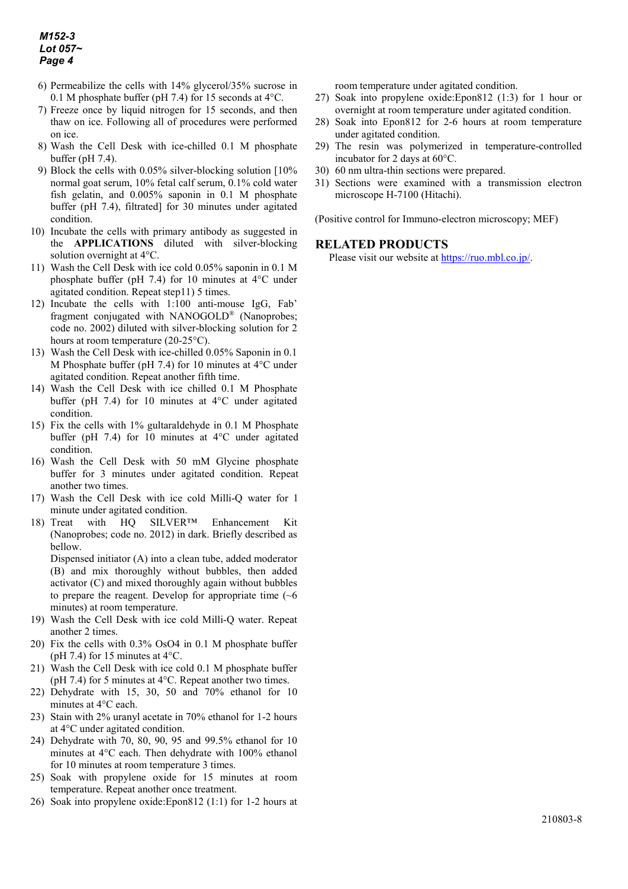6) Permeabilize the cells with 14% glycerol/35% sucrose in 0.1 M phosphate buffer (pH 7.4) for 15 seconds at 4°C.
7) Freeze once by liquid nitrogen for 15 seconds, and then thaw on ice. Following all of procedures were performed on ice.
8) Wash the Cell Desk with ice-chilled 0.1 M phosphate buffer (pH 7.4).
9) Block the cells with 0.05% silver-blocking solution [10% normal goat serum, 10% fetal calf serum, 0.1% cold water fish gelatin, and 0.005% saponin in 0.1 M phosphate buffer (pH 7.4), filtrated] for 30 minutes under agitated condition.
10) Incubate the cells with primary antibody as suggested in the **APPLICATIONS** diluted with silver-blocking solution overnight at 4°C.
11) Wash the Cell Desk with ice cold 0.05% saponin in 0.1 M phosphate buffer (pH 7.4) for 10 minutes at 4°C under agitated condition. Repeat step11) 5 times.
12) Incubate the cells with 1:100 anti-mouse IgG, Fab' fragment conjugated with NANOGOLD® (Nanoprobes; code no. 2002) diluted with silver-blocking solution for 2 hours at room temperature (20-25°C).
13) Wash the Cell Desk with ice-chilled 0.05% Saponin in 0.1 M Phosphate buffer (pH 7.4) for 10 minutes at 4°C under agitated condition. Repeat another fifth time.
14) Wash the Cell Desk with ice chilled 0.1 M Phosphate buffer (pH 7.4) for 10 minutes at 4°C under agitated condition.
15) Fix the cells with 1% gultaraldehyde in 0.1 M Phosphate buffer (pH 7.4) for 10 minutes at 4°C under agitated condition.
16) Wash the Cell Desk with 50 mM Glycine phosphate buffer for 3 minutes under agitated condition. Repeat another two times.
17) Wash the Cell Desk with ice cold Milli-Q water for 1 minute under agitated condition.
18) Treat with HQ SILVER™ Enhancement Kit (Nanoprobes; code no. 2012) in dark. Briefly described as bellow.
    Dispensed initiator (A) into a clean tube, added moderator (B) and mix thoroughly without bubbles, then added activator (C) and mixed thoroughly again without bubbles to prepare the reagent. Develop for appropriate time (~6 minutes) at room temperature.
19) Wash the Cell Desk with ice cold Milli-Q water. Repeat another 2 times.
20) Fix the cells with 0.3% $OsO_4$ in 0.1 M phosphate buffer (pH 7.4) for 15 minutes at 4°C.
21) Wash the Cell Desk with ice cold 0.1 M phosphate buffer (pH 7.4) for 5 minutes at 4°C. Repeat another two times.
22) Dehydrate with 15, 30, 50 and 70% ethanol for 10 minutes at 4°C each.
23) Stain with 2% uranyl acetate in 70% ethanol for 1-2 hours at 4°C under agitated condition.
24) Dehydrate with 70, 80, 90, 95 and 99.5% ethanol for 10 minutes at 4°C each. Then dehydrate with 100% ethanol for 10 minutes at room temperature 3 times.
25) Soak with propylene oxide for 15 minutes at room temperature. Repeat another once treatment.
26) Soak into propylene oxide:Epon812 (1:1) for 1-2 hours at room temperature under agitated condition.
27) Soak into propylene oxide:Epon812 (1:3) for 1 hour or overnight at room temperature under agitated condition.
28) Soak into Epon812 for 2-6 hours at room temperature under agitated condition.
29) The resin was polymerized in temperature-controlled incubator for 2 days at 60°C.
30) 60 nm ultra-thin sections were prepared.
31) Sections were examined with a transmission electron microscope H-7100 (Hitachi).

(Positive control for Immuno-electron microscopy; MEF)

## RELATED PRODUCTS

Please visit our website at https://ruo.mbl.co.jp/.